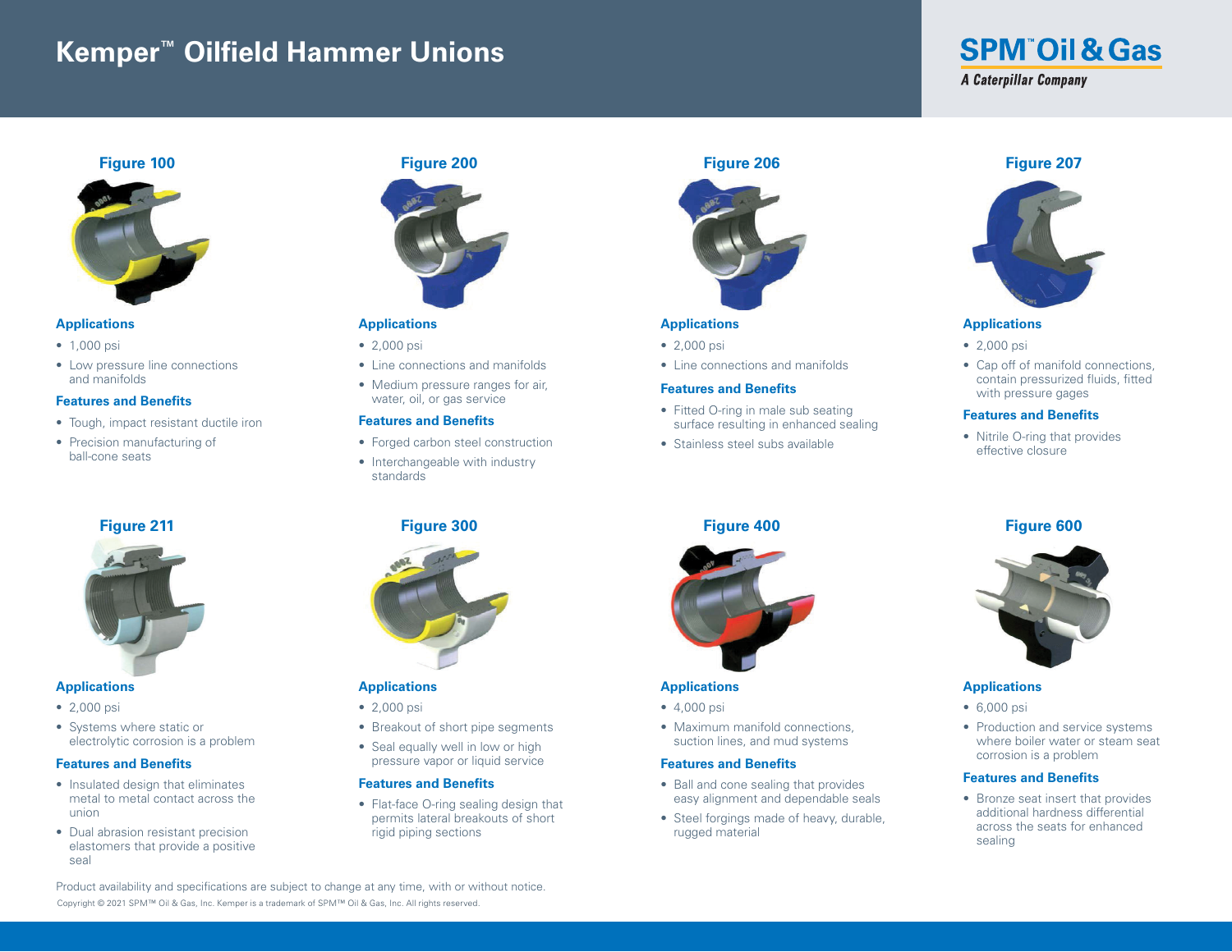# Kemper™ Oilfield Hammer Unions

SPM™ Oil & Gas
*A Caterpillar Company*

## Figure 100

### Applications

- 1,000 psi
- Low pressure line connections and manifolds

### Features and Benefits

- Tough, impact resistant ductile iron
- Precision manufacturing of ball-cone seats

## Figure 200

### Applications

- 2,000 psi
- Line connections and manifolds
- Medium pressure ranges for air, water, oil, or gas service

### Features and Benefits

- Forged carbon steel construction
- Interchangeable with industry standards

## Figure 206

### Applications

- 2,000 psi
- Line connections and manifolds

### Features and Benefits

- Fitted O-ring in male sub seating surface resulting in enhanced sealing
- Stainless steel subs available

## Figure 207

### Applications

- 2,000 psi
- Cap off of manifold connections, contain pressurized fluids, fitted with pressure gages

### Features and Benefits

- Nitrile O-ring that provides effective closure

## Figure 211

### Applications

- 2,000 psi
- Systems where static or electrolytic corrosion is a problem

### Features and Benefits

- Insulated design that eliminates metal to metal contact across the union
- Dual abrasion resistant precision elastomers that provide a positive seal

## Figure 300

### Applications

- 2,000 psi
- Breakout of short pipe segments
- Seal equally well in low or high pressure vapor or liquid service

### Features and Benefits

- Flat-face O-ring sealing design that permits lateral breakouts of short rigid piping sections

## Figure 400

### Applications

- 4,000 psi
- Maximum manifold connections, suction lines, and mud systems

### Features and Benefits

- Ball and cone sealing that provides easy alignment and dependable seals
- Steel forgings made of heavy, durable, rugged material

## Figure 600

### Applications

- 6,000 psi
- Production and service systems where boiler water or steam seat corrosion is a problem

### Features and Benefits

- Bronze seat insert that provides additional hardness differential across the seats for enhanced sealing

Product availability and specifications are subject to change at any time, with or without notice.

Copyright © 2021 SPM™ Oil & Gas, Inc. Kemper is a trademark of SPM™ Oil & Gas, Inc. All rights reserved.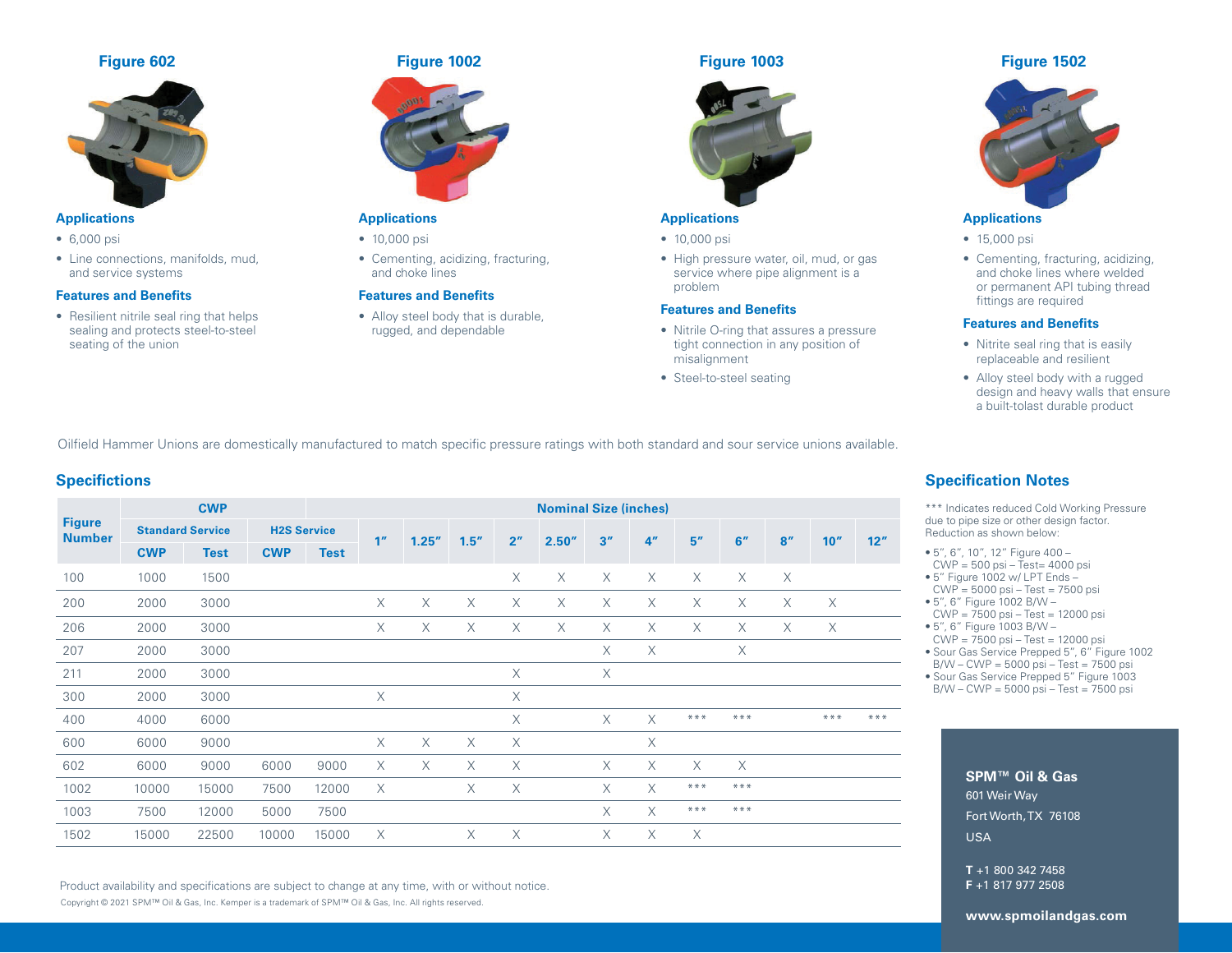## Figure 602

### Applications

- 6,000 psi
- Line connections, manifolds, mud, and service systems

### Features and Benefits

- Resilient nitrile seal ring that helps sealing and protects steel-to-steel seating of the union

## Figure 1002

### Applications

- 10,000 psi
- Cementing, acidizing, fracturing, and choke lines

### Features and Benefits

- Alloy steel body that is durable, rugged, and dependable

## Figure 1003

### Applications

- 10,000 psi
- High pressure water, oil, mud, or gas service where pipe alignment is a problem

### Features and Benefits

- Nitrile O-ring that assures a pressure tight connection in any position of misalignment
- Steel-to-steel seating

## Figure 1502

### Applications

- 15,000 psi
- Cementing, fracturing, acidizing, and choke lines where welded or permanent API tubing thread fittings are required

### Features and Benefits

- Nitrite seal ring that is easily replaceable and resilient
- Alloy steel body with a rugged design and heavy walls that ensure a built-tolast durable product

Oilfield Hammer Unions are domestically manufactured to match specific pressure ratings with both standard and sour service unions available.

## Specifications

| Figure Number | CWP | | | | Nominal Size (inches) | | | | | | | | | | | |
|---|---|---|---|---|---|---|---|---|---|---|---|---|---|---|---|---|
| | Standard Service | | H2S Service | | 1″ | 1.25″ | 1.5″ | 2″ | 2.50″ | 3″ | 4″ | 5″ | 6″ | 8″ | 10″ | 12″ |
| | CWP | Test | CWP | Test | | | | | | | | | | | | |
| 100 | 1000 | 1500 | | | | | | X | X | X | X | X | X | X | | |
| 200 | 2000 | 3000 | | | X | X | X | X | X | X | X | X | X | X | X | |
| 206 | 2000 | 3000 | | | X | X | X | X | X | X | X | X | X | X | X | |
| 207 | 2000 | 3000 | | | | | | | | X | X | | X | | | |
| 211 | 2000 | 3000 | | | | | | X | | X | | | | | | |
| 300 | 2000 | 3000 | | | X | | | X | | | | | | | | |
| 400 | 4000 | 6000 | | | | | | X | | X | X | *** | *** | | *** | *** |
| 600 | 6000 | 9000 | | | X | X | X | X | | | X | | | | | |
| 602 | 6000 | 9000 | 6000 | 9000 | X | X | X | X | | X | X | X | X | | | |
| 1002 | 10000 | 15000 | 7500 | 12000 | X | | X | X | | X | X | *** | *** | | | |
| 1003 | 7500 | 12000 | 5000 | 7500 | | | | | | X | X | *** | *** | | | |
| 1502 | 15000 | 22500 | 10000 | 15000 | X | | X | X | | X | X | X | | | | |

## Specification Notes

*** Indicates reduced Cold Working Pressure due to pipe size or other design factor. Reduction as shown below:

- 5″, 6″, 10″, 12″ Figure 400 – CWP = 500 psi – Test= 4000 psi
- 5″ Figure 1002 w/ LPT Ends – CWP = 5000 psi – Test = 7500 psi
- 5″, 6″ Figure 1002 B/W – CWP = 7500 psi – Test = 12000 psi
- 5″, 6″ Figure 1003 B/W – CWP = 7500 psi – Test = 12000 psi
- Sour Gas Service Prepped 5″, 6″ Figure 1002 B/W – CWP = 5000 psi – Test = 7500 psi
- Sour Gas Service Prepped 5″ Figure 1003 B/W – CWP = 5000 psi – Test = 7500 psi

**SPM™ Oil & Gas**
601 Weir Way
Fort Worth, TX 76108
USA

**T** +1 800 342 7458
**F** +1 817 977 2508

**www.spmoilandgas.com**

Product availability and specifications are subject to change at any time, with or without notice.

Copyright © 2021 SPM™ Oil & Gas, Inc. Kemper is a trademark of SPM™ Oil & Gas, Inc. All rights reserved.